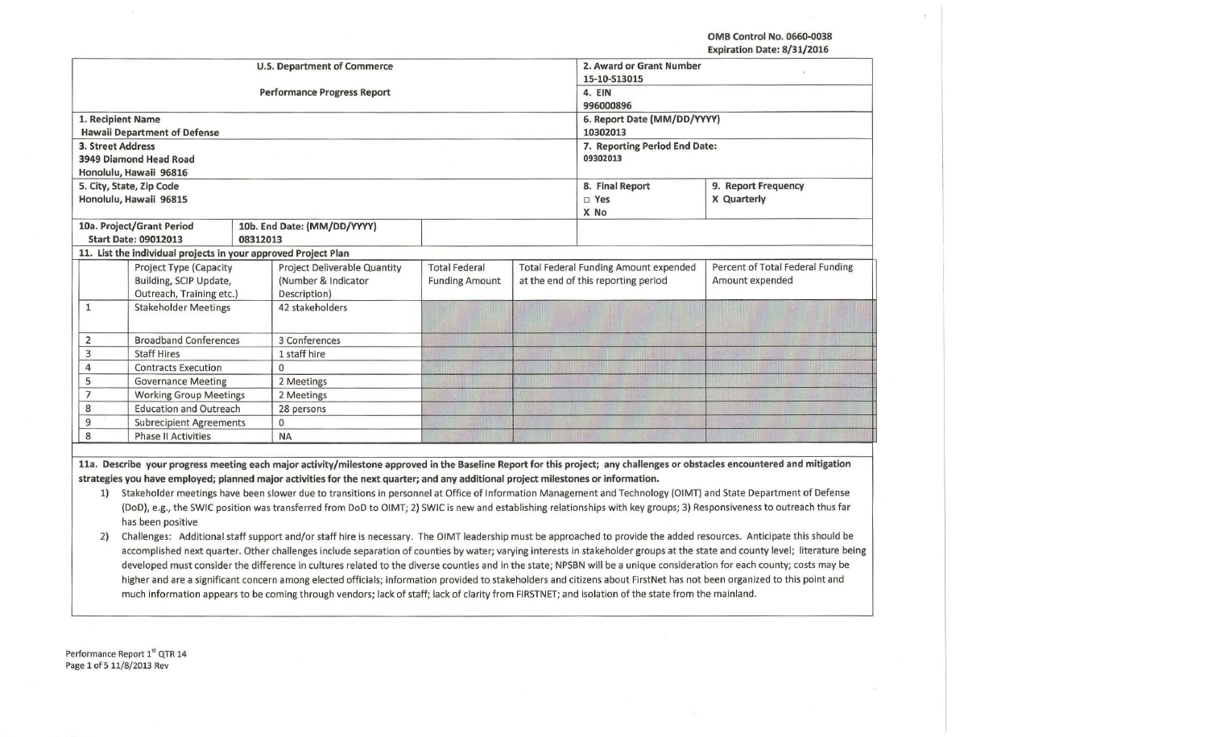OMB Control No. 0660-0038
Expiration Date: 8/31/2016

| U.S. Department of Commerce<br>Performance Progress Report | 2. Award or Grant Number<br>15-10-S13015 |
|---|---|
| | 4. EIN<br>996000896 |
| 1. Recipient Name<br>Hawaii Department of Defense | 6. Report Date (MM/DD/YYYY)<br>10302013 |
| 3. Street Address<br>3949 Diamond Head Road<br>Honolulu, Hawaii 96816 | 7. Reporting Period End Date:<br>09302013 |
| 5. City, State, Zip Code<br>Honolulu, Hawaii 96815 | 8. Final Report<br>□ Yes<br>X No |
| | 9. Report Frequency<br>X Quarterly |
| 10a. Project/Grant Period<br>Start Date: 09012013 | 10b. End Date: (MM/DD/YYYY)<br>08312013 |

**11. List the individual projects in your approved Project Plan**

| | Project Type (Capacity Building, SCIP Update, Outreach, Training etc.) | Project Deliverable Quantity (Number & Indicator Description) | Total Federal Funding Amount | Total Federal Funding Amount expended at the end of this reporting period | Percent of Total Federal Funding Amount expended |
|---|---|---|---|---|---|
| 1 | Stakeholder Meetings | 42 stakeholders | | | |
| 2 | Broadband Conferences | 3 Conferences | | | |
| 3 | Staff Hires | 1 staff hire | | | |
| 4 | Contracts Execution | 0 | | | |
| 5 | Governance Meeting | 2 Meetings | | | |
| 7 | Working Group Meetings | 2 Meetings | | | |
| 8 | Education and Outreach | 28 persons | | | |
| 9 | Subrecipient Agreements | 0 | | | |
| 8 | Phase II Activities | NA | | | |

**11a. Describe your progress meeting each major activity/milestone approved in the Baseline Report for this project; any challenges or obstacles encountered and mitigation strategies you have employed; planned major activities for the next quarter; and any additional project milestones or information.**

1) Stakeholder meetings have been slower due to transitions in personnel at Office of Information Management and Technology (OIMT) and State Department of Defense (DoD), e.g., the SWIC position was transferred from DoD to OIMT; 2) SWIC is new and establishing relationships with key groups; 3) Responsiveness to outreach thus far has been positive

2) Challenges: Additional staff support and/or staff hire is necessary. The OIMT leadership must be approached to provide the added resources. Anticipate this should be accomplished next quarter. Other challenges include separation of counties by water; varying interests in stakeholder groups at the state and county level; literature being developed must consider the difference in cultures related to the diverse counties and in the state; NPSBN will be a unique consideration for each county; costs may be higher and are a significant concern among elected officials; information provided to stakeholders and citizens about FirstNet has not been organized to this point and much information appears to be coming through vendors; lack of staff; lack of clarity from FIRSTNET; and isolation of the state from the mainland.

Performance Report 1st QTR 14
11/8/2013 Rev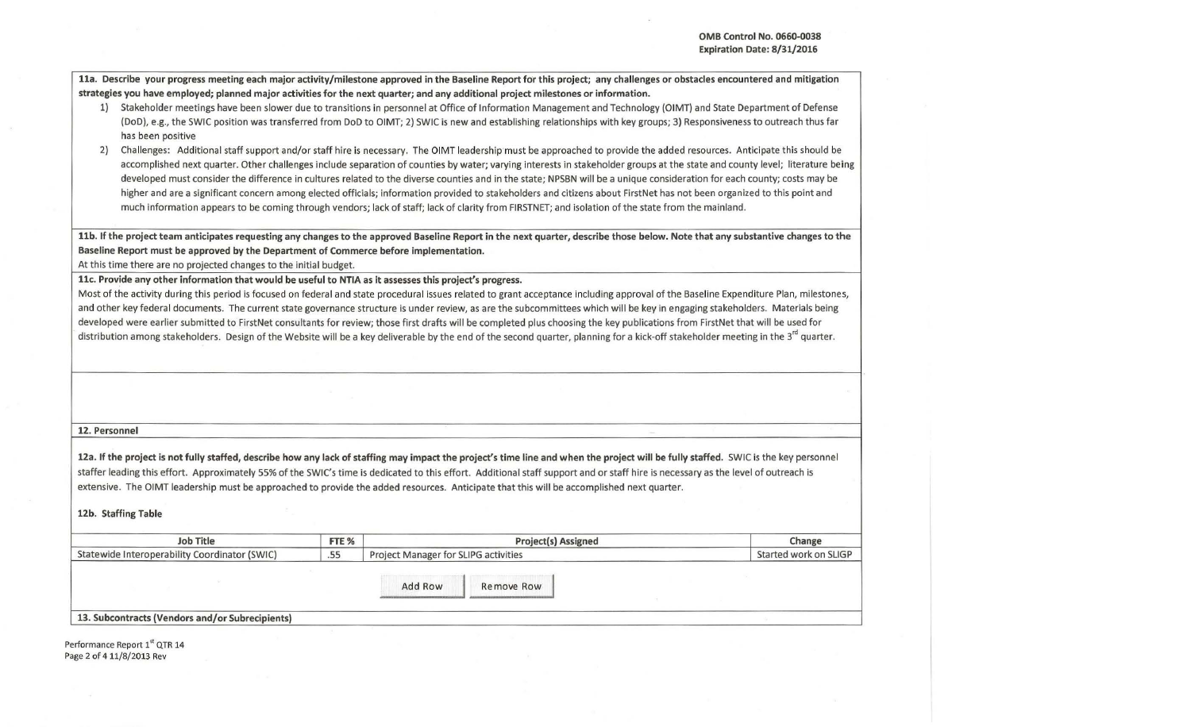**11a. Describe your progress meeting each major activity/milestone approved in the Baseline Report for this project; any challenges or obstacles encountered and mitigation strategies you have employed; planned major activities for the next quarter; and any additional project milestones or information.**

1) Stakeholder meetings have been slower due to transitions in personnel at Office of Information Management and Technology (OIMT) and State Department of Defense (DoD), e.g., the SWIC position was transferred from DoD to OIMT; 2) SWIC is new and establishing relationships with key groups; 3) Responsiveness to outreach thus far has been positive
2) Challenges: Additional staff support and/or staff hire is necessary. The OIMT leadership must be approached to provide the added resources. Anticipate this should be accomplished next quarter. Other challenges include separation of counties by water; varying interests in stakeholder groups at the state and county level; literature being developed must consider the difference in cultures related to the diverse counties and in the state; NPSBN will be a unique consideration for each county; costs may be higher and are a significant concern among elected officials; information provided to stakeholders and citizens about FirstNet has not been organized to this point and much information appears to be coming through vendors; lack of staff; lack of clarity from FIRSTNET; and isolation of the state from the mainland.

**11b. If the project team anticipates requesting any changes to the approved Baseline Report in the next quarter, describe those below. Note that any substantive changes to the Baseline Report must be approved by the Department of Commerce before implementation.**

At this time there are no projected changes to the initial budget.

**11c. Provide any other information that would be useful to NTIA as it assesses this project's progress.**

Most of the activity during this period is focused on federal and state procedural issues related to grant acceptance including approval of the Baseline Expenditure Plan, milestones, and other key federal documents. The current state governance structure is under review, as are the subcommittees which will be key in engaging stakeholders. Materials being developed were earlier submitted to FirstNet consultants for review; those first drafts will be completed plus choosing the key publications from FirstNet that will be used for distribution among stakeholders. Design of the Website will be a key deliverable by the end of the second quarter, planning for a kick-off stakeholder meeting in the 3rd quarter.

**12. Personnel**

**12a. If the project is not fully staffed, describe how any lack of staffing may impact the project's time line and when the project will be fully staffed.** SWIC is the key personnel staffer leading this effort. Approximately 55% of the SWIC's time is dedicated to this effort. Additional staff support and or staff hire is necessary as the level of outreach is extensive. The OIMT leadership must be approached to provide the added resources. Anticipate that this will be accomplished next quarter.

**12b. Staffing Table**

| Job Title | FTE % | Project(s) Assigned | Change |
|---|---|---|---|
| Statewide Interoperability Coordinator (SWIC) | .55 | Project Manager for SLIPG activities | Started work on SLIGP |

Add Row | Remove Row

**13. Subcontracts (Vendors and/or Subrecipients)**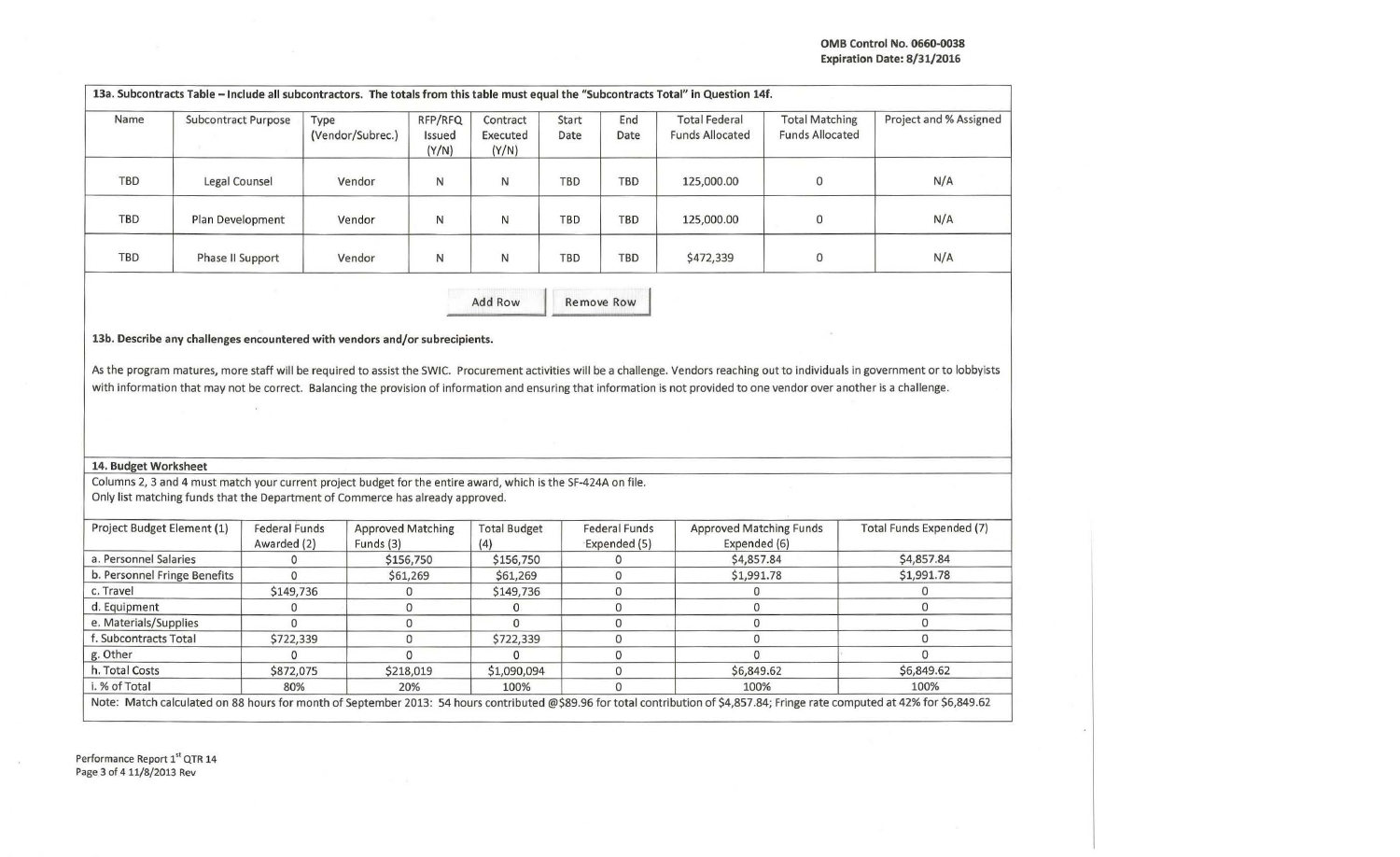**13a. Subcontracts Table – Include all subcontractors. The totals from this table must equal the "Subcontracts Total" in Question 14f.**

| Name | Subcontract Purpose | Type (Vendor/Subrec.) | RFP/RFQ Issued (Y/N) | Contract Executed (Y/N) | Start Date | End Date | Total Federal Funds Allocated | Total Matching Funds Allocated | Project and % Assigned |
|---|---|---|---|---|---|---|---|---|---|
| TBD | Legal Counsel | Vendor | N | N | TBD | TBD | 125,000.00 | 0 | N/A |
| TBD | Plan Development | Vendor | N | N | TBD | TBD | 125,000.00 | 0 | N/A |
| TBD | Phase II Support | Vendor | N | N | TBD | TBD | $472,339 | 0 | N/A |

Add Row | Remove Row

**13b. Describe any challenges encountered with vendors and/or subrecipients.**

As the program matures, more staff will be required to assist the SWIC. Procurement activities will be a challenge. Vendors reaching out to individuals in government or to lobbyists with information that may not be correct. Balancing the provision of information and ensuring that information is not provided to one vendor over another is a challenge.

**14. Budget Worksheet**

Columns 2, 3 and 4 must match your current project budget for the entire award, which is the SF-424A on file.
Only list matching funds that the Department of Commerce has already approved.

| Project Budget Element (1) | Federal Funds Awarded (2) | Approved Matching Funds (3) | Total Budget (4) | Federal Funds Expended (5) | Approved Matching Funds Expended (6) | Total Funds Expended (7) |
|---|---|---|---|---|---|---|
| a. Personnel Salaries | 0 | $156,750 | $156,750 | 0 | $4,857.84 | $4,857.84 |
| b. Personnel Fringe Benefits | 0 | $61,269 | $61,269 | 0 | $1,991.78 | $1,991.78 |
| c. Travel | $149,736 | 0 | $149,736 | 0 | 0 | 0 |
| d. Equipment | 0 | 0 | 0 | 0 | 0 | 0 |
| e. Materials/Supplies | 0 | 0 | 0 | 0 | 0 | 0 |
| f. Subcontracts Total | $722,339 | 0 | $722,339 | 0 | 0 | 0 |
| g. Other | 0 | 0 | 0 | 0 | 0 | 0 |
| h. Total Costs | $872,075 | $218,019 | $1,090,094 | 0 | $6,849.62 | $6,849.62 |
| i. % of Total | 80% | 20% | 100% | 0 | 100% | 100% |

Note: Match calculated on 88 hours for month of September 2013: 54 hours contributed @$89.96 for total contribution of $4,857.84; Fringe rate computed at 42% for $6,849.62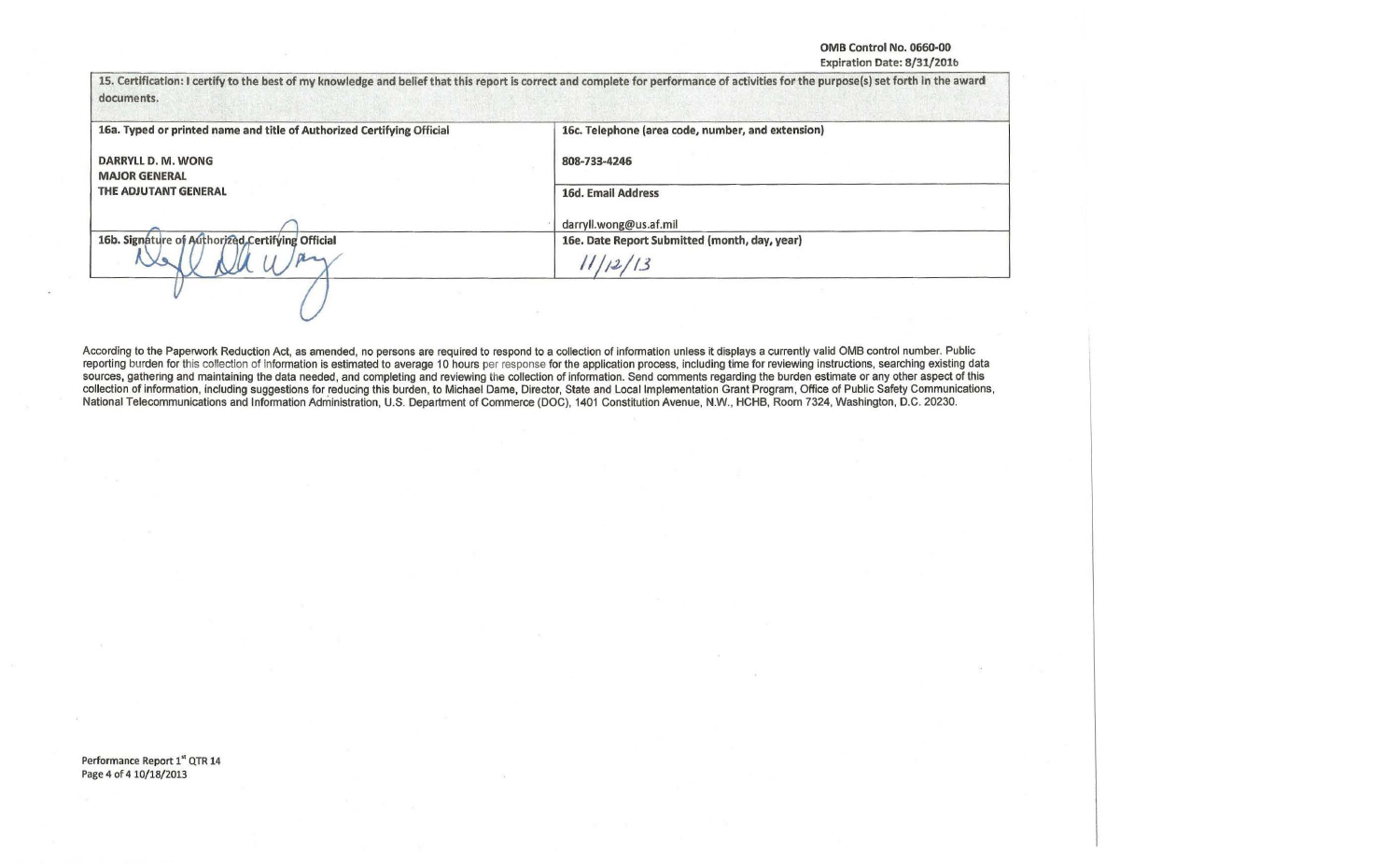OMB Control No. 0660-00
Expiration Date: 8/31/2016

| | |
|---|---|
| **15. Certification: I certify to the best of my knowledge and belief that this report is correct and complete for performance of activities for the purpose(s) set forth in the award documents.** | |
| **16a. Typed or printed name and title of Authorized Certifying Official**<br><br>**DARRYLL D. M. WONG**<br>**MAJOR GENERAL**<br>**THE ADJUTANT GENERAL** | **16c. Telephone (area code, number, and extension)**<br><br>**808-733-4246** |
| | **16d. Email Address**<br><br>darryll.wong@us.af.mil |
| **16b. Signature of Authorized Certifying Official** | **16e. Date Report Submitted (month, day, year)**<br><br>11/12/13 |

According to the Paperwork Reduction Act, as amended, no persons are required to respond to a collection of information unless it displays a currently valid OMB control number. Public reporting burden for this collection of information is estimated to average 10 hours per response for the application process, including time for reviewing instructions, searching existing data sources, gathering and maintaining the data needed, and completing and reviewing the collection of information. Send comments regarding the burden estimate or any other aspect of this collection of information, including suggestions for reducing this burden, to Michael Dame, Director, State and Local Implementation Grant Program, Office of Public Safety Communications, National Telecommunications and Information Administration, U.S. Department of Commerce (DOC), 1401 Constitution Avenue, N.W., HCHB, Room 7324, Washington, D.C. 20230.

Performance Report 1st QTR 14